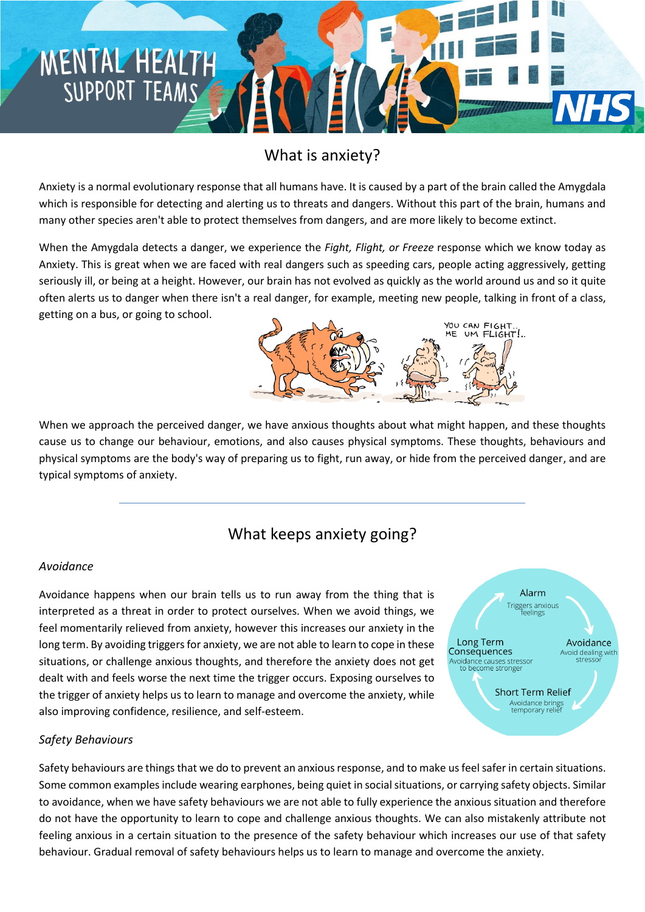MENTAL HEALTH SUPPORT TEAMS

NHS

# What is anxiety?

Anxiety is a normal evolutionary response that all humans have. It is caused by a part of the brain called the Amygdala which is responsible for detecting and alerting us to threats and dangers. Without this part of the brain, humans and many other species aren't able to protect themselves from dangers, and are more likely to become extinct.

When the Amygdala detects a danger, we experience the *Fight, Flight, or Freeze* response which we know today as Anxiety. This is great when we are faced with real dangers such as speeding cars, people acting aggressively, getting seriously ill, or being at a height. However, our brain has not evolved as quickly as the world around us and so it quite often alerts us to danger when there isn't a real danger, for example, meeting new people, talking in front of a class, getting on a bus, or going to school.

When we approach the perceived danger, we have anxious thoughts about what might happen, and these thoughts cause us to change our behaviour, emotions, and also causes physical symptoms. These thoughts, behaviours and physical symptoms are the body's way of preparing us to fight, run away, or hide from the perceived danger, and are typical symptoms of anxiety.

---

# What keeps anxiety going?

*Avoidance*

Avoidance happens when our brain tells us to run away from the thing that is interpreted as a threat in order to protect ourselves. When we avoid things, we feel momentarily relieved from anxiety, however this increases our anxiety in the long term. By avoiding triggers for anxiety, we are not able to learn to cope in these situations, or challenge anxious thoughts, and therefore the anxiety does not get dealt with and feels worse the next time the trigger occurs. Exposing ourselves to the trigger of anxiety helps us to learn to manage and overcome the anxiety, while also improving confidence, resilience, and self-esteem.

- Alarm – Triggers anxious feelings
- Avoidance – Avoid dealing with stressor
- Short Term Relief – Avoidance brings temporary relief
- Long Term Consequences – Avoidance causes stressor to become stronger

*Safety Behaviours*

Safety behaviours are things that we do to prevent an anxious response, and to make us feel safer in certain situations. Some common examples include wearing earphones, being quiet in social situations, or carrying safety objects. Similar to avoidance, when we have safety behaviours we are not able to fully experience the anxious situation and therefore do not have the opportunity to learn to cope and challenge anxious thoughts. We can also mistakenly attribute not feeling anxious in a certain situation to the presence of the safety behaviour which increases our use of that safety behaviour. Gradual removal of safety behaviours helps us to learn to manage and overcome the anxiety.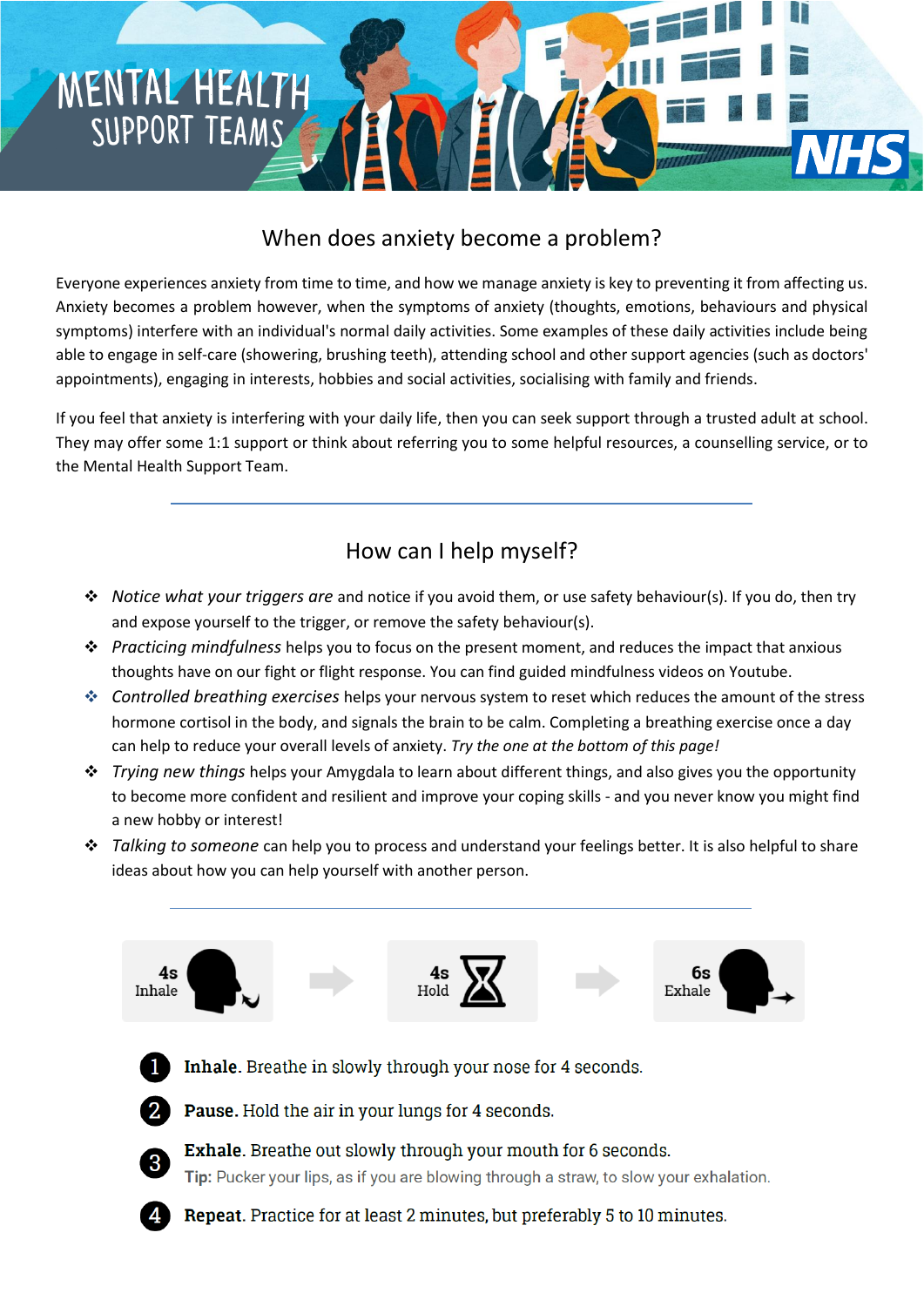## When does anxiety become a problem?

Everyone experiences anxiety from time to time, and how we manage anxiety is key to preventing it from affecting us. Anxiety becomes a problem however, when the symptoms of anxiety (thoughts, emotions, behaviours and physical symptoms) interfere with an individual's normal daily activities. Some examples of these daily activities include being able to engage in self-care (showering, brushing teeth), attending school and other support agencies (such as doctors' appointments), engaging in interests, hobbies and social activities, socialising with family and friends.

If you feel that anxiety is interfering with your daily life, then you can seek support through a trusted adult at school. They may offer some 1:1 support or think about referring you to some helpful resources, a counselling service, or to the Mental Health Support Team.

---

## How can I help myself?

- *Notice what your triggers are* and notice if you avoid them, or use safety behaviour(s). If you do, then try and expose yourself to the trigger, or remove the safety behaviour(s).
- *Practicing mindfulness* helps you to focus on the present moment, and reduces the impact that anxious thoughts have on our fight or flight response. You can find guided mindfulness videos on Youtube.
- *Controlled breathing exercises* helps your nervous system to reset which reduces the amount of the stress hormone cortisol in the body, and signals the brain to be calm. Completing a breathing exercise once a day can help to reduce your overall levels of anxiety. *Try the one at the bottom of this page!*
- *Trying new things* helps your Amygdala to learn about different things, and also gives you the opportunity to become more confident and resilient and improve your coping skills - and you never know you might find a new hobby or interest!
- *Talking to someone* can help you to process and understand your feelings better. It is also helpful to share ideas about how you can help yourself with another person.

---

4s Inhale → 4s Hold → 6s Exhale

1. **Inhale**. Breathe in slowly through your nose for 4 seconds.
2. **Pause.** Hold the air in your lungs for 4 seconds.
3. **Exhale**. Breathe out slowly through your mouth for 6 seconds.
   **Tip:** Pucker your lips, as if you are blowing through a straw, to slow your exhalation.
4. **Repeat**. Practice for at least 2 minutes, but preferably 5 to 10 minutes.